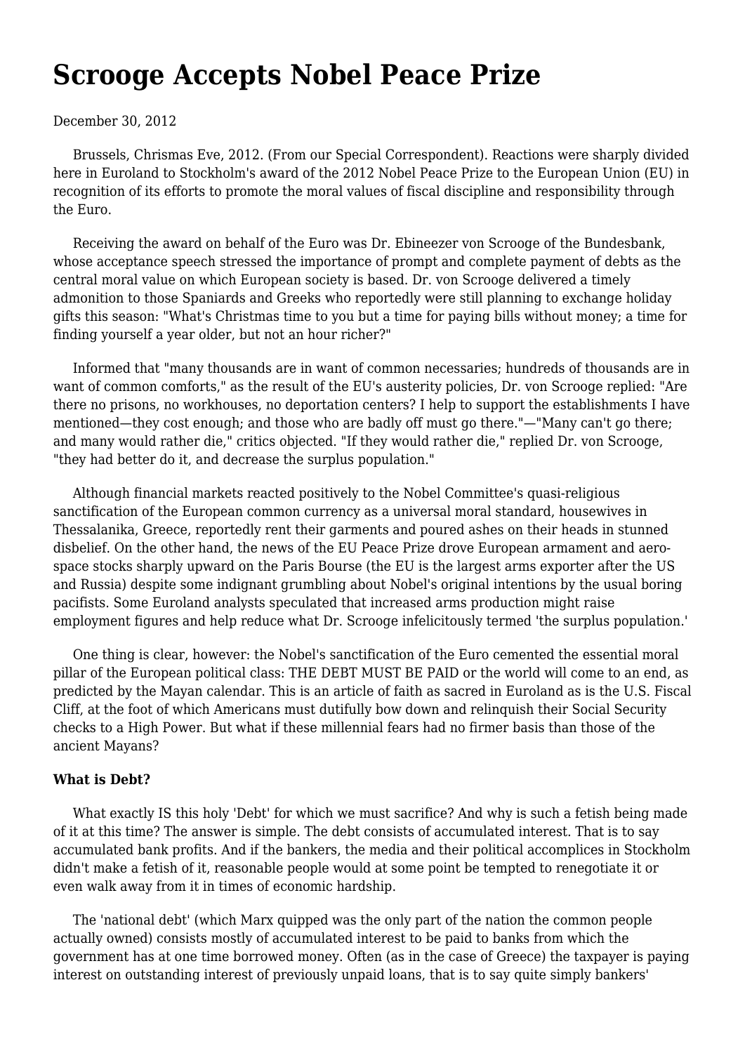# Scrooge Accepts Nobel Peace Prize

December 30, 2012

Brussels, Chrismas Eve, 2012. (From our Special Correspondent). Reactions were sharply divided here in Euroland to Stockholm's award of the 2012 Nobel Peace Prize to the European Union (EU) in recognition of its efforts to promote the moral values of fiscal discipline and responsibility through the Euro.

Receiving the award on behalf of the Euro was Dr. Ebineezer von Scrooge of the Bundesbank, whose acceptance speech stressed the importance of prompt and complete payment of debts as the central moral value on which European society is based. Dr. von Scrooge delivered a timely admonition to those Spaniards and Greeks who reportedly were still planning to exchange holiday gifts this season: "What's Christmas time to you but a time for paying bills without money; a time for finding yourself a year older, but not an hour richer?"

Informed that "many thousands are in want of common necessaries; hundreds of thousands are in want of common comforts," as the result of the EU's austerity policies, Dr. von Scrooge replied: "Are there no prisons, no workhouses, no deportation centers? I help to support the establishments I have mentioned—they cost enough; and those who are badly off must go there."—"Many can't go there; and many would rather die," critics objected. "If they would rather die," replied Dr. von Scrooge, "they had better do it, and decrease the surplus population."

Although financial markets reacted positively to the Nobel Committee's quasi-religious sanctification of the European common currency as a universal moral standard, housewives in Thessalanika, Greece, reportedly rent their garments and poured ashes on their heads in stunned disbelief. On the other hand, the news of the EU Peace Prize drove European armament and aero-space stocks sharply upward on the Paris Bourse (the EU is the largest arms exporter after the US and Russia) despite some indignant grumbling about Nobel's original intentions by the usual boring pacifists. Some Euroland analysts speculated that increased arms production might raise employment figures and help reduce what Dr. Scrooge infelicitously termed 'the surplus population.'

One thing is clear, however: the Nobel's sanctification of the Euro cemented the essential moral pillar of the European political class: THE DEBT MUST BE PAID or the world will come to an end, as predicted by the Mayan calendar. This is an article of faith as sacred in Euroland as is the U.S. Fiscal Cliff, at the foot of which Americans must dutifully bow down and relinquish their Social Security checks to a High Power. But what if these millennial fears had no firmer basis than those of the ancient Mayans?

**What is Debt?**

What exactly IS this holy 'Debt' for which we must sacrifice? And why is such a fetish being made of it at this time? The answer is simple. The debt consists of accumulated interest. That is to say accumulated bank profits. And if the bankers, the media and their political accomplices in Stockholm didn't make a fetish of it, reasonable people would at some point be tempted to renegotiate it or even walk away from it in times of economic hardship.

The 'national debt' (which Marx quipped was the only part of the nation the common people actually owned) consists mostly of accumulated interest to be paid to banks from which the government has at one time borrowed money. Often (as in the case of Greece) the taxpayer is paying interest on outstanding interest of previously unpaid loans, that is to say quite simply bankers'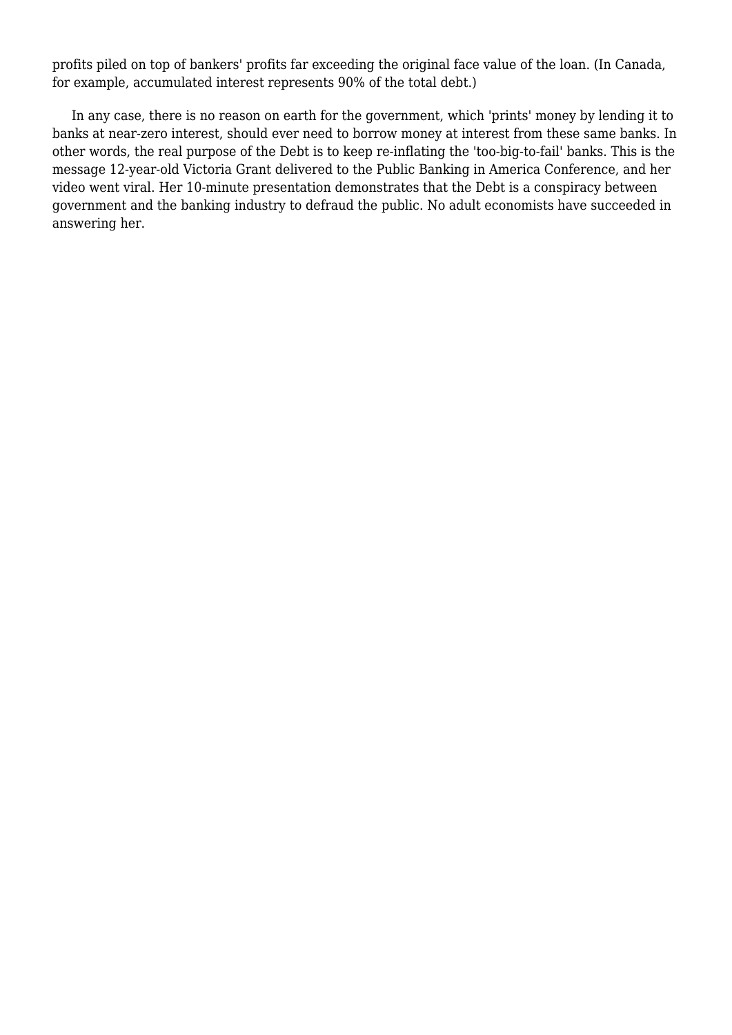profits piled on top of bankers' profits far exceeding the original face value of the loan. (In Canada, for example, accumulated interest represents 90% of the total debt.)

In any case, there is no reason on earth for the government, which 'prints' money by lending it to banks at near-zero interest, should ever need to borrow money at interest from these same banks. In other words, the real purpose of the Debt is to keep re-inflating the 'too-big-to-fail' banks. This is the message 12-year-old Victoria Grant delivered to the Public Banking in America Conference, and her video went viral. Her 10-minute presentation demonstrates that the Debt is a conspiracy between government and the banking industry to defraud the public. No adult economists have succeeded in answering her.